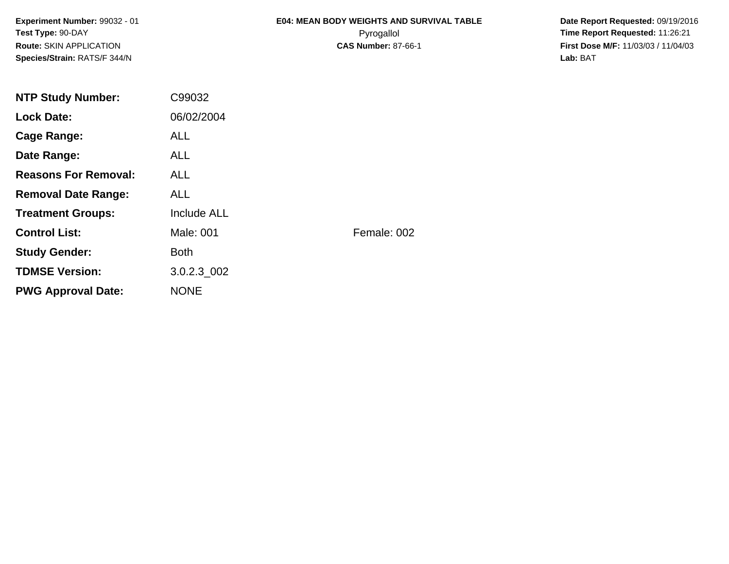**Experiment Number:** 99032 - 01
**Test Type:** 90-DAY
**Route:** SKIN APPLICATION
**Species/Strain:** RATS/F 344/N

**E04: MEAN BODY WEIGHTS AND SURVIVAL TABLE**
Pyrogallol
**CAS Number:** 87-66-1

**Date Report Requested:** 09/19/2016
**Time Report Requested:** 11:26:21
**First Dose M/F:** 11/03/03 / 11/04/03
**Lab:** BAT

| | | |
|---|---|---|
| **NTP Study Number:** | C99032 | |
| **Lock Date:** | 06/02/2004 | |
| **Cage Range:** | ALL | |
| **Date Range:** | ALL | |
| **Reasons For Removal:** | ALL | |
| **Removal Date Range:** | ALL | |
| **Treatment Groups:** | Include ALL | |
| **Control List:** | Male: 001 | Female: 002 |
| **Study Gender:** | Both | |
| **TDMSE Version:** | 3.0.2.3_002 | |
| **PWG Approval Date:** | NONE | |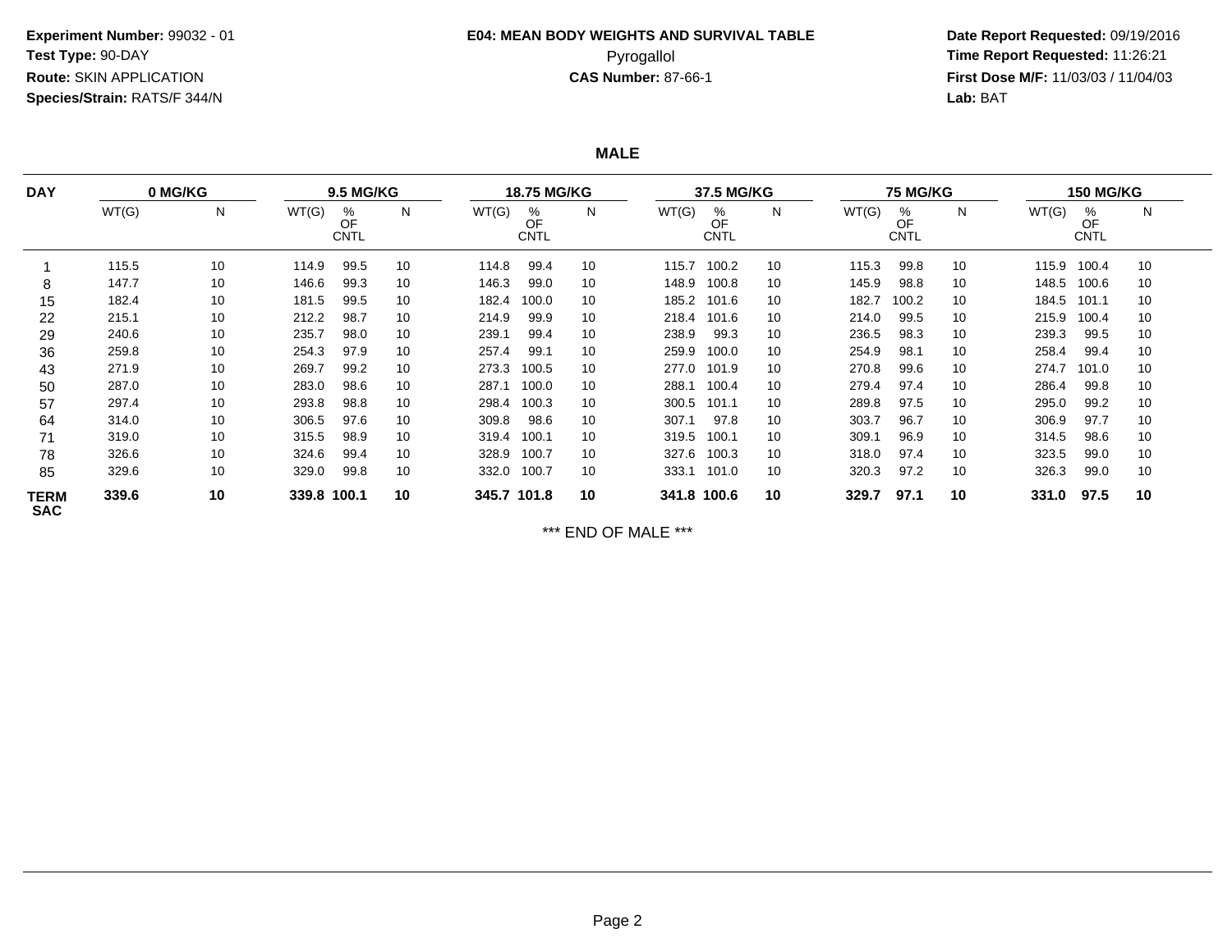**Experiment Number:** 99032 - 01
**Test Type:** 90-DAY
**Route:** SKIN APPLICATION
**Species/Strain:** RATS/F 344/N

**E04: MEAN BODY WEIGHTS AND SURVIVAL TABLE**
Pyrogallol
**CAS Number:** 87-66-1

**Date Report Requested:** 09/19/2016
**Time Report Requested:** 11:26:21
**First Dose M/F:** 11/03/03 / 11/04/03
**Lab:** BAT

**MALE**

| DAY | 0 MG/KG | | 9.5 MG/KG | | | 18.75 MG/KG | | | 37.5 MG/KG | | | 75 MG/KG | | | 150 MG/KG | | |
|---|---|---|---|---|---|---|---|---|---|---|---|---|---|---|---|---|---|
| | WT(G) | N | WT(G) | % OF CNTL | N | WT(G) | % OF CNTL | N | WT(G) | % OF CNTL | N | WT(G) | % OF CNTL | N | WT(G) | % OF CNTL | N |
| 1 | 115.5 | 10 | 114.9 | 99.5 | 10 | 114.8 | 99.4 | 10 | 115.7 | 100.2 | 10 | 115.3 | 99.8 | 10 | 115.9 | 100.4 | 10 |
| 8 | 147.7 | 10 | 146.6 | 99.3 | 10 | 146.3 | 99.0 | 10 | 148.9 | 100.8 | 10 | 145.9 | 98.8 | 10 | 148.5 | 100.6 | 10 |
| 15 | 182.4 | 10 | 181.5 | 99.5 | 10 | 182.4 | 100.0 | 10 | 185.2 | 101.6 | 10 | 182.7 | 100.2 | 10 | 184.5 | 101.1 | 10 |
| 22 | 215.1 | 10 | 212.2 | 98.7 | 10 | 214.9 | 99.9 | 10 | 218.4 | 101.6 | 10 | 214.0 | 99.5 | 10 | 215.9 | 100.4 | 10 |
| 29 | 240.6 | 10 | 235.7 | 98.0 | 10 | 239.1 | 99.4 | 10 | 238.9 | 99.3 | 10 | 236.5 | 98.3 | 10 | 239.3 | 99.5 | 10 |
| 36 | 259.8 | 10 | 254.3 | 97.9 | 10 | 257.4 | 99.1 | 10 | 259.9 | 100.0 | 10 | 254.9 | 98.1 | 10 | 258.4 | 99.4 | 10 |
| 43 | 271.9 | 10 | 269.7 | 99.2 | 10 | 273.3 | 100.5 | 10 | 277.0 | 101.9 | 10 | 270.8 | 99.6 | 10 | 274.7 | 101.0 | 10 |
| 50 | 287.0 | 10 | 283.0 | 98.6 | 10 | 287.1 | 100.0 | 10 | 288.1 | 100.4 | 10 | 279.4 | 97.4 | 10 | 286.4 | 99.8 | 10 |
| 57 | 297.4 | 10 | 293.8 | 98.8 | 10 | 298.4 | 100.3 | 10 | 300.5 | 101.1 | 10 | 289.8 | 97.5 | 10 | 295.0 | 99.2 | 10 |
| 64 | 314.0 | 10 | 306.5 | 97.6 | 10 | 309.8 | 98.6 | 10 | 307.1 | 97.8 | 10 | 303.7 | 96.7 | 10 | 306.9 | 97.7 | 10 |
| 71 | 319.0 | 10 | 315.5 | 98.9 | 10 | 319.4 | 100.1 | 10 | 319.5 | 100.1 | 10 | 309.1 | 96.9 | 10 | 314.5 | 98.6 | 10 |
| 78 | 326.6 | 10 | 324.6 | 99.4 | 10 | 328.9 | 100.7 | 10 | 327.6 | 100.3 | 10 | 318.0 | 97.4 | 10 | 323.5 | 99.0 | 10 |
| 85 | 329.6 | 10 | 329.0 | 99.8 | 10 | 332.0 | 100.7 | 10 | 333.1 | 101.0 | 10 | 320.3 | 97.2 | 10 | 326.3 | 99.0 | 10 |
| **TERM SAC** | **339.6** | **10** | **339.8** | **100.1** | **10** | **345.7** | **101.8** | **10** | **341.8** | **100.6** | **10** | **329.7** | **97.1** | **10** | **331.0** | **97.5** | **10** |

*** END OF MALE ***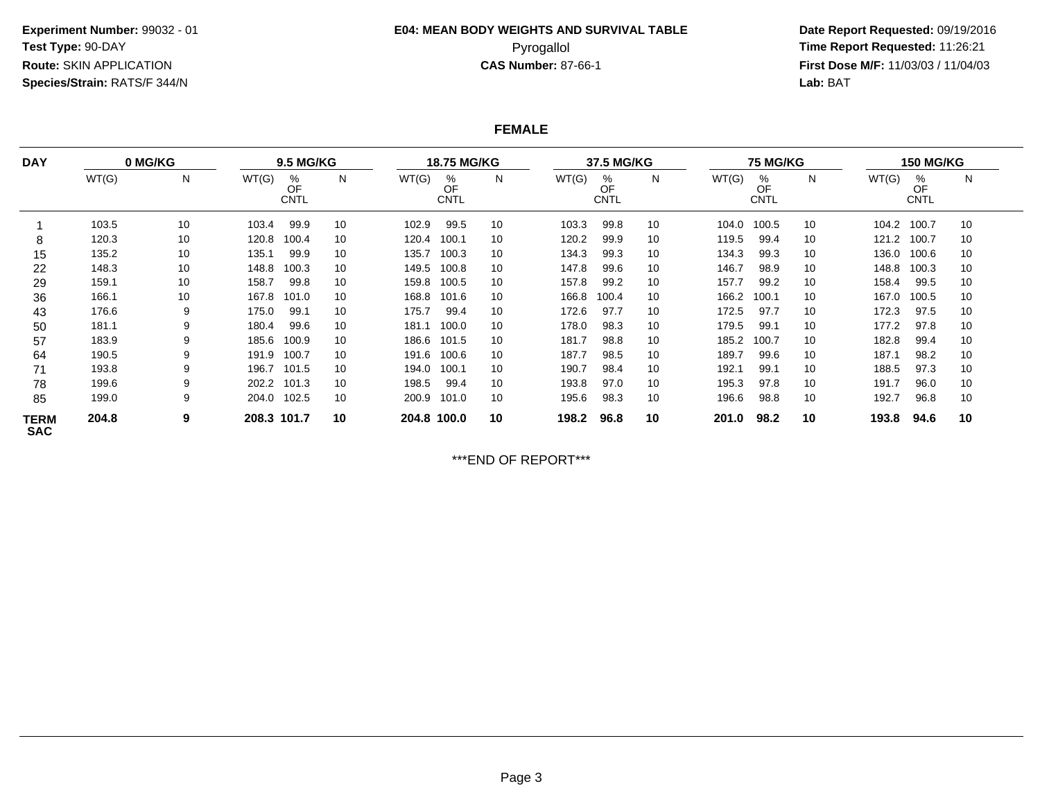**Experiment Number:** 99032 - 01
**Test Type:** 90-DAY
**Route:** SKIN APPLICATION
**Species/Strain:** RATS/F 344/N

**E04: MEAN BODY WEIGHTS AND SURVIVAL TABLE**
Pyrogallol
**CAS Number:** 87-66-1

**Date Report Requested:** 09/19/2016
**Time Report Requested:** 11:26:21
**First Dose M/F:** 11/03/03 / 11/04/03
**Lab:** BAT

## FEMALE

| DAY | 0 MG/KG | | 9.5 MG/KG | | | 18.75 MG/KG | | | 37.5 MG/KG | | | 75 MG/KG | | | 150 MG/KG | | |
|---|---|---|---|---|---|---|---|---|---|---|---|---|---|---|---|---|---|
| | WT(G) | N | WT(G) | % OF CNTL | N | WT(G) | % OF CNTL | N | WT(G) | % OF CNTL | N | WT(G) | % OF CNTL | N | WT(G) | % OF CNTL | N |
| 1 | 103.5 | 10 | 103.4 | 99.9 | 10 | 102.9 | 99.5 | 10 | 103.3 | 99.8 | 10 | 104.0 | 100.5 | 10 | 104.2 | 100.7 | 10 |
| 8 | 120.3 | 10 | 120.8 | 100.4 | 10 | 120.4 | 100.1 | 10 | 120.2 | 99.9 | 10 | 119.5 | 99.4 | 10 | 121.2 | 100.7 | 10 |
| 15 | 135.2 | 10 | 135.1 | 99.9 | 10 | 135.7 | 100.3 | 10 | 134.3 | 99.3 | 10 | 134.3 | 99.3 | 10 | 136.0 | 100.6 | 10 |
| 22 | 148.3 | 10 | 148.8 | 100.3 | 10 | 149.5 | 100.8 | 10 | 147.8 | 99.6 | 10 | 146.7 | 98.9 | 10 | 148.8 | 100.3 | 10 |
| 29 | 159.1 | 10 | 158.7 | 99.8 | 10 | 159.8 | 100.5 | 10 | 157.8 | 99.2 | 10 | 157.7 | 99.2 | 10 | 158.4 | 99.5 | 10 |
| 36 | 166.1 | 10 | 167.8 | 101.0 | 10 | 168.8 | 101.6 | 10 | 166.8 | 100.4 | 10 | 166.2 | 100.1 | 10 | 167.0 | 100.5 | 10 |
| 43 | 176.6 | 9 | 175.0 | 99.1 | 10 | 175.7 | 99.4 | 10 | 172.6 | 97.7 | 10 | 172.5 | 97.7 | 10 | 172.3 | 97.5 | 10 |
| 50 | 181.1 | 9 | 180.4 | 99.6 | 10 | 181.1 | 100.0 | 10 | 178.0 | 98.3 | 10 | 179.5 | 99.1 | 10 | 177.2 | 97.8 | 10 |
| 57 | 183.9 | 9 | 185.6 | 100.9 | 10 | 186.6 | 101.5 | 10 | 181.7 | 98.8 | 10 | 185.2 | 100.7 | 10 | 182.8 | 99.4 | 10 |
| 64 | 190.5 | 9 | 191.9 | 100.7 | 10 | 191.6 | 100.6 | 10 | 187.7 | 98.5 | 10 | 189.7 | 99.6 | 10 | 187.1 | 98.2 | 10 |
| 71 | 193.8 | 9 | 196.7 | 101.5 | 10 | 194.0 | 100.1 | 10 | 190.7 | 98.4 | 10 | 192.1 | 99.1 | 10 | 188.5 | 97.3 | 10 |
| 78 | 199.6 | 9 | 202.2 | 101.3 | 10 | 198.5 | 99.4 | 10 | 193.8 | 97.0 | 10 | 195.3 | 97.8 | 10 | 191.7 | 96.0 | 10 |
| 85 | 199.0 | 9 | 204.0 | 102.5 | 10 | 200.9 | 101.0 | 10 | 195.6 | 98.3 | 10 | 196.6 | 98.8 | 10 | 192.7 | 96.8 | 10 |
| **TERM SAC** | **204.8** | **9** | **208.3** | **101.7** | **10** | **204.8** | **100.0** | **10** | **198.2** | **96.8** | **10** | **201.0** | **98.2** | **10** | **193.8** | **94.6** | **10** |

***END OF REPORT***